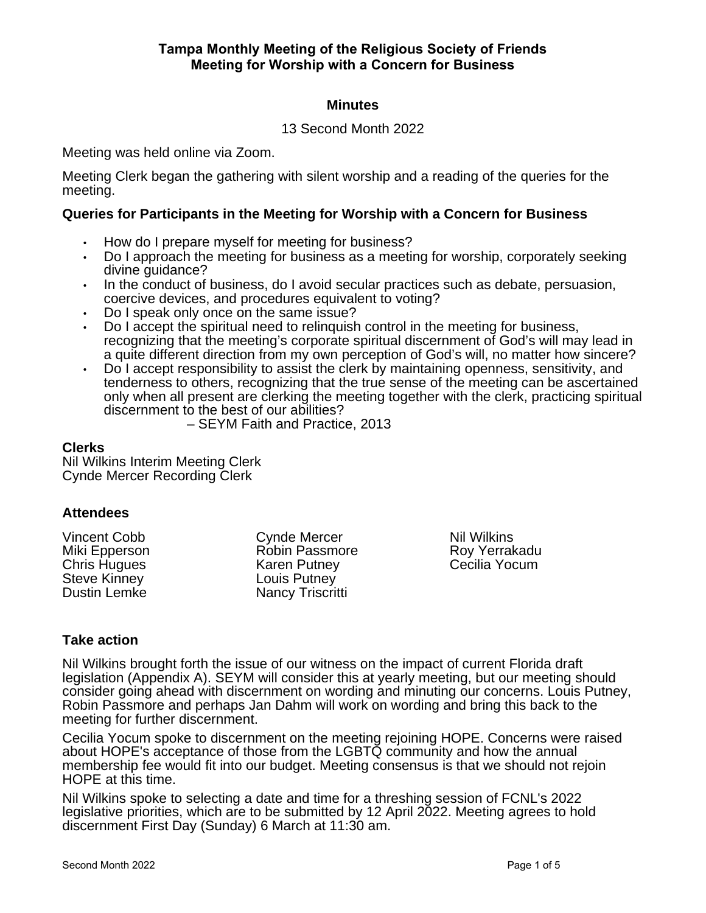# Tampa Monthly Meeting of the Religious Society of Friends
## Meeting for Worship with a Concern for Business

### Minutes

13 Second Month 2022

Meeting was held online via Zoom.

Meeting Clerk began the gathering with silent worship and a reading of the queries for the meeting.

### Queries for Participants in the Meeting for Worship with a Concern for Business

- How do I prepare myself for meeting for business?
- Do I approach the meeting for business as a meeting for worship, corporately seeking divine guidance?
- In the conduct of business, do I avoid secular practices such as debate, persuasion, coercive devices, and procedures equivalent to voting?
- Do I speak only once on the same issue?
- Do I accept the spiritual need to relinquish control in the meeting for business, recognizing that the meeting's corporate spiritual discernment of God's will may lead in a quite different direction from my own perception of God's will, no matter how sincere?
- Do I accept responsibility to assist the clerk by maintaining openness, sensitivity, and tenderness to others, recognizing that the true sense of the meeting can be ascertained only when all present are clerking the meeting together with the clerk, practicing spiritual discernment to the best of our abilities?

– SEYM Faith and Practice, 2013

### Clerks

Nil Wilkins Interim Meeting Clerk
Cynde Mercer Recording Clerk

### Attendees

Vincent Cobb
Miki Epperson
Chris Hugues
Steve Kinney
Dustin Lemke
Cynde Mercer
Robin Passmore
Karen Putney
Louis Putney
Nancy Triscritti
Nil Wilkins
Roy Yerrakadu
Cecilia Yocum

### Take action

Nil Wilkins brought forth the issue of our witness on the impact of current Florida draft legislation (Appendix A). SEYM will consider this at yearly meeting, but our meeting should consider going ahead with discernment on wording and minuting our concerns. Louis Putney, Robin Passmore and perhaps Jan Dahm will work on wording and bring this back to the meeting for further discernment.

Cecilia Yocum spoke to discernment on the meeting rejoining HOPE. Concerns were raised about HOPE's acceptance of those from the LGBTQ community and how the annual membership fee would fit into our budget. Meeting consensus is that we should not rejoin HOPE at this time.

Nil Wilkins spoke to selecting a date and time for a threshing session of FCNL's 2022 legislative priorities, which are to be submitted by 12 April 2022. Meeting agrees to hold discernment First Day (Sunday) 6 March at 11:30 am.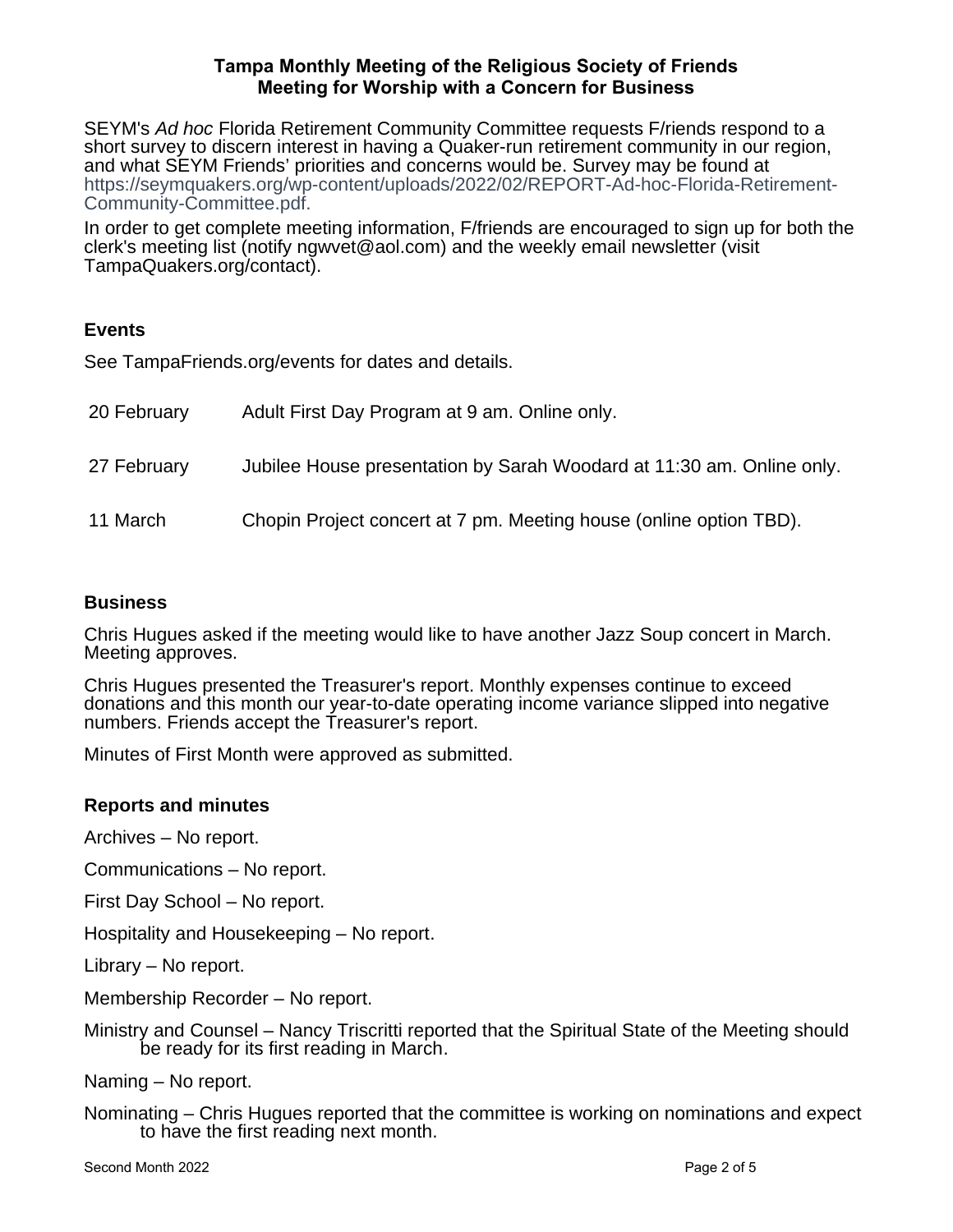**Tampa Monthly Meeting of the Religious Society of Friends**
**Meeting for Worship with a Concern for Business**

SEYM's *Ad hoc* Florida Retirement Community Committee requests F/riends respond to a short survey to discern interest in having a Quaker-run retirement community in our region, and what SEYM Friends' priorities and concerns would be. Survey may be found at https://seymquakers.org/wp-content/uploads/2022/02/REPORT-Ad-hoc-Florida-Retirement-Community-Committee.pdf.

In order to get complete meeting information, F/friends are encouraged to sign up for both the clerk's meeting list (notify ngwvet@aol.com) and the weekly email newsletter (visit TampaQuakers.org/contact).

## Events

See TampaFriends.org/events for dates and details.

| | |
|---|---|
| 20 February | Adult First Day Program at 9 am. Online only. |
| 27 February | Jubilee House presentation by Sarah Woodard at 11:30 am. Online only. |
| 11 March | Chopin Project concert at 7 pm. Meeting house (online option TBD). |

## Business

Chris Hugues asked if the meeting would like to have another Jazz Soup concert in March. Meeting approves.

Chris Hugues presented the Treasurer's report. Monthly expenses continue to exceed donations and this month our year-to-date operating income variance slipped into negative numbers. Friends accept the Treasurer's report.

Minutes of First Month were approved as submitted.

## Reports and minutes

Archives – No report.

Communications – No report.

First Day School – No report.

Hospitality and Housekeeping – No report.

Library – No report.

Membership Recorder – No report.

Ministry and Counsel – Nancy Triscritti reported that the Spiritual State of the Meeting should be ready for its first reading in March.

Naming – No report.

Nominating – Chris Hugues reported that the committee is working on nominations and expect to have the first reading next month.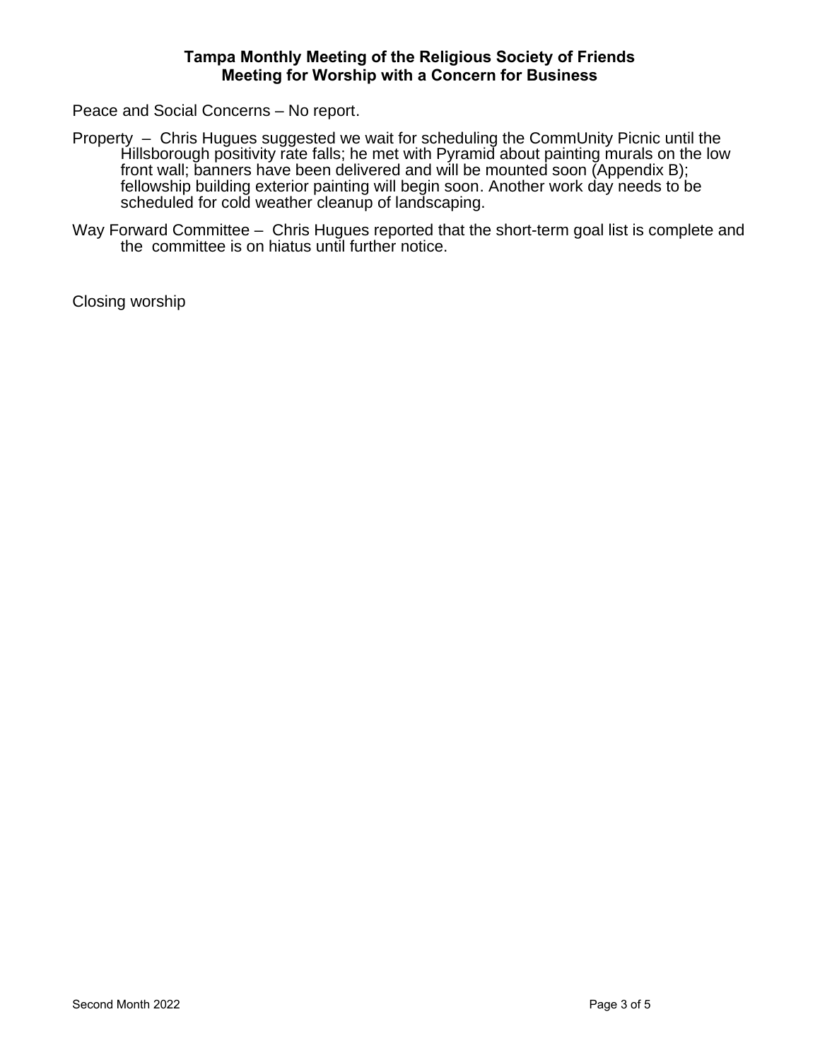Peace and Social Concerns – No report.

Property – Chris Hugues suggested we wait for scheduling the CommUnity Picnic until the Hillsborough positivity rate falls; he met with Pyramid about painting murals on the low front wall; banners have been delivered and will be mounted soon (Appendix B); fellowship building exterior painting will begin soon. Another work day needs to be scheduled for cold weather cleanup of landscaping.

Way Forward Committee – Chris Hugues reported that the short-term goal list is complete and the committee is on hiatus until further notice.

Closing worship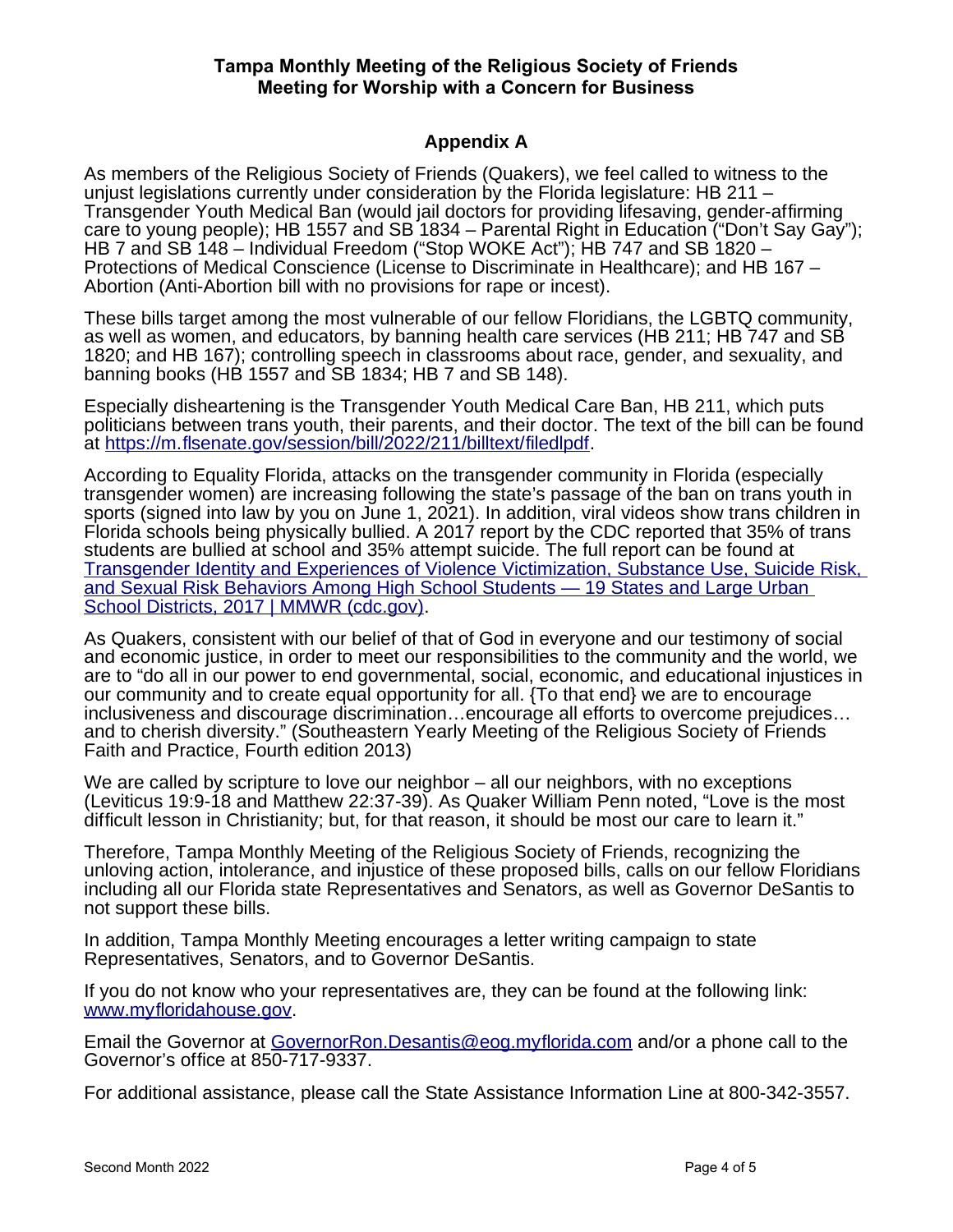**Tampa Monthly Meeting of the Religious Society of Friends**
**Meeting for Worship with a Concern for Business**

## Appendix A

As members of the Religious Society of Friends (Quakers), we feel called to witness to the unjust legislations currently under consideration by the Florida legislature: HB 211 – Transgender Youth Medical Ban (would jail doctors for providing lifesaving, gender-affirming care to young people); HB 1557 and SB 1834 – Parental Right in Education ("Don't Say Gay"); HB 7 and SB 148 – Individual Freedom ("Stop WOKE Act"); HB 747 and SB 1820 – Protections of Medical Conscience (License to Discriminate in Healthcare); and HB 167 – Abortion (Anti-Abortion bill with no provisions for rape or incest).

These bills target among the most vulnerable of our fellow Floridians, the LGBTQ community, as well as women, and educators, by banning health care services (HB 211; HB 747 and SB 1820; and HB 167); controlling speech in classrooms about race, gender, and sexuality, and banning books (HB 1557 and SB 1834; HB 7 and SB 148).

Especially disheartening is the Transgender Youth Medical Care Ban, HB 211, which puts politicians between trans youth, their parents, and their doctor. The text of the bill can be found at [https://m.flsenate.gov/session/bill/2022/211/billtext/filedlpdf](https://m.flsenate.gov/session/bill/2022/211/billtext/filedlpdf).

According to Equality Florida, attacks on the transgender community in Florida (especially transgender women) are increasing following the state's passage of the ban on trans youth in sports (signed into law by you on June 1, 2021). In addition, viral videos show trans children in Florida schools being physically bullied. A 2017 report by the CDC reported that 35% of trans students are bullied at school and 35% attempt suicide. The full report can be found at [Transgender Identity and Experiences of Violence Victimization, Substance Use, Suicide Risk, and Sexual Risk Behaviors Among High School Students — 19 States and Large Urban School Districts, 2017 | MMWR (cdc.gov)](cdc.gov).

As Quakers, consistent with our belief of that of God in everyone and our testimony of social and economic justice, in order to meet our responsibilities to the community and the world, we are to "do all in our power to end governmental, social, economic, and educational injustices in our community and to create equal opportunity for all. {To that end} we are to encourage inclusiveness and discourage discrimination…encourage all efforts to overcome prejudices…and to cherish diversity." (Southeastern Yearly Meeting of the Religious Society of Friends Faith and Practice, Fourth edition 2013)

We are called by scripture to love our neighbor – all our neighbors, with no exceptions (Leviticus 19:9-18 and Matthew 22:37-39). As Quaker William Penn noted, "Love is the most difficult lesson in Christianity; but, for that reason, it should be most our care to learn it."

Therefore, Tampa Monthly Meeting of the Religious Society of Friends, recognizing the unloving action, intolerance, and injustice of these proposed bills, calls on our fellow Floridians including all our Florida state Representatives and Senators, as well as Governor DeSantis to not support these bills.

In addition, Tampa Monthly Meeting encourages a letter writing campaign to state Representatives, Senators, and to Governor DeSantis.

If you do not know who your representatives are, they can be found at the following link: [www.myfloridahouse.gov](www.myfloridahouse.gov).

Email the Governor at [GovernorRon.Desantis@eog.myflorida.com](mailto:GovernorRon.Desantis@eog.myflorida.com) and/or a phone call to the Governor's office at 850-717-9337.

For additional assistance, please call the State Assistance Information Line at 800-342-3557.

Second Month 2022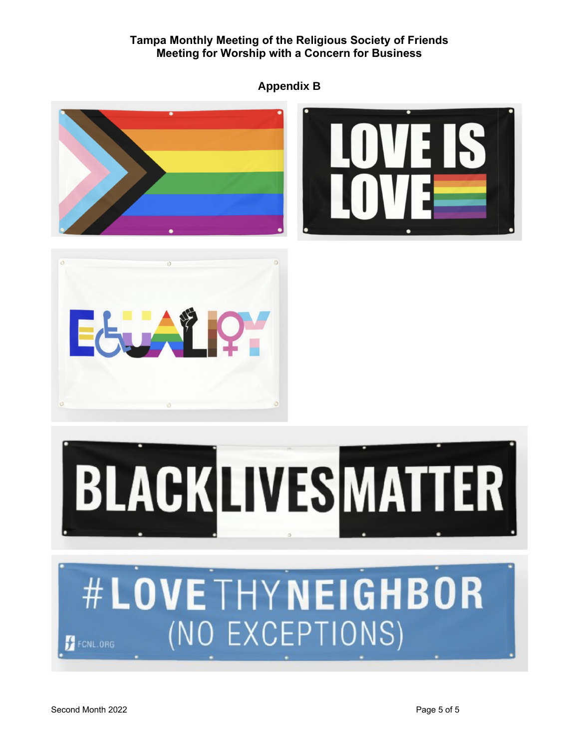## Appendix B